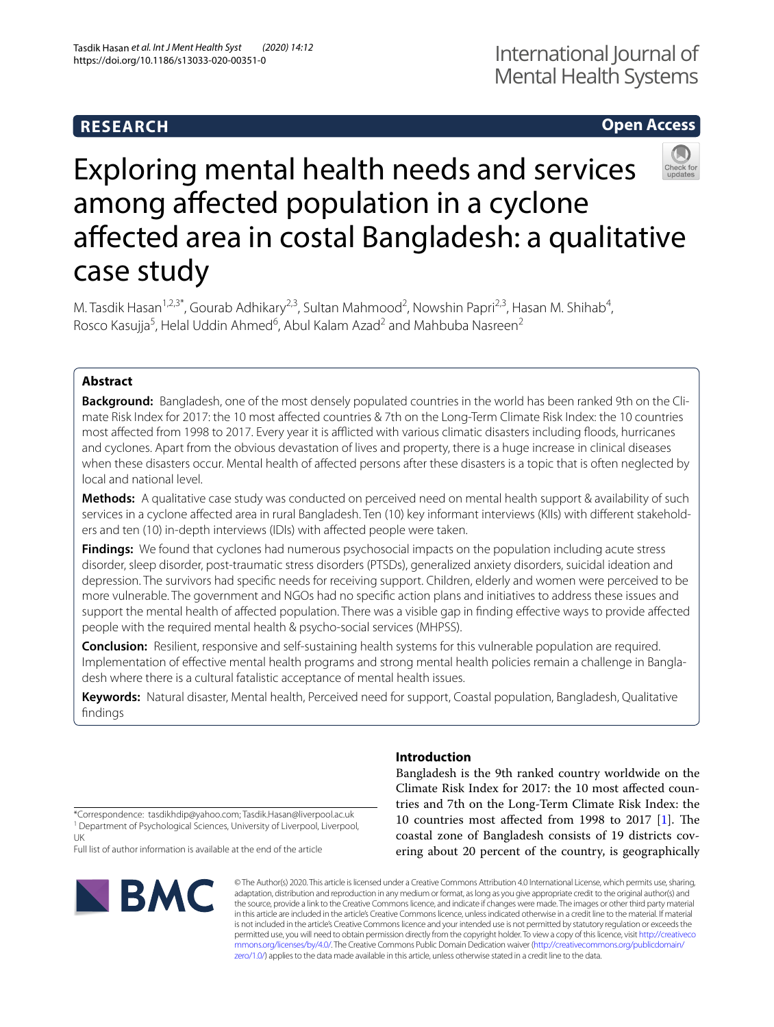**RESEARCH** **Open Access**

# Exploring mental health needs and services among affected population in a cyclone affected area in costal Bangladesh: a qualitative case study

M. Tasdik Hasan[1,2,3*], Gourab Adhikary[2,3], Sultan Mahmood[2], Nowshin Papri[2,3], Hasan M. Shihab[4], Rosco Kasujja[5], Helal Uddin Ahmed[6], Abul Kalam Azad[2] and Mahbuba Nasreen[2]

## Abstract

**Background:** Bangladesh, one of the most densely populated countries in the world has been ranked 9th on the Climate Risk Index for 2017: the 10 most affected countries & 7th on the Long-Term Climate Risk Index: the 10 countries most afflicted from 1998 to 2017. Every year it is afflicted with various climatic disasters including floods, hurricanes and cyclones. Apart from the obvious devastation of lives and property, there is a huge increase in clinical diseases when these disasters occur. Mental health of affected persons after these disasters is a topic that is often neglected by local and national level.

**Methods:** A qualitative case study was conducted on perceived need on mental health support & availability of such services in a cyclone affected area in rural Bangladesh. Ten (10) key informant interviews (KIIs) with different stakeholders and ten (10) in-depth interviews (IDIs) with affected people were taken.

**Findings:** We found that cyclones had numerous psychosocial impacts on the population including acute stress disorder, sleep disorder, post-traumatic stress disorders (PTSDs), generalized anxiety disorders, suicidal ideation and depression. The survivors had specific needs for receiving support. Children, elderly and women were perceived to be more vulnerable. The government and NGOs had no specific action plans and initiatives to address these issues and support the mental health of affected population. There was a visible gap in finding effective ways to provide affected people with the required mental health & psycho-social services (MHPSS).

**Conclusion:** Resilient, responsive and self-sustaining health systems for this vulnerable population are required. Implementation of effective mental health programs and strong mental health policies remain a challenge in Bangladesh where there is a cultural fatalistic acceptance of mental health issues.

**Keywords:** Natural disaster, Mental health, Perceived need for support, Coastal population, Bangladesh, Qualitative findings

## Introduction

Bangladesh is the 9th ranked country worldwide on the Climate Risk Index for 2017: the 10 most affected countries and 7th on the Long-Term Climate Risk Index: the 10 countries most affected from 1998 to 2017 [1]. The coastal zone of Bangladesh consists of 19 districts covering about 20 percent of the country, is geographically

*Correspondence: tasdikhdip@yahoo.com; Tasdik.Hasan@liverpool.ac.uk
[1] Department of Psychological Sciences, University of Liverpool, Liverpool, UK
Full list of author information is available at the end of the article

© The Author(s) 2020. This article is licensed under a Creative Commons Attribution 4.0 International License, which permits use, sharing, adaptation, distribution and reproduction in any medium or format, as long as you give appropriate credit to the original author(s) and the source, provide a link to the Creative Commons licence, and indicate if changes were made. The images or other third party material in this article are included in the article's Creative Commons licence, unless indicated otherwise in a credit line to the material. If material is not included in the article's Creative Commons licence and your intended use is not permitted by statutory regulation or exceeds the permitted use, you will need to obtain permission directly from the copyright holder. To view a copy of this licence, visit http://creativecommons.org/licenses/by/4.0/. The Creative Commons Public Domain Dedication waiver (http://creativecommons.org/publicdomain/zero/1.0/) applies to the data made available in this article, unless otherwise stated in a credit line to the data.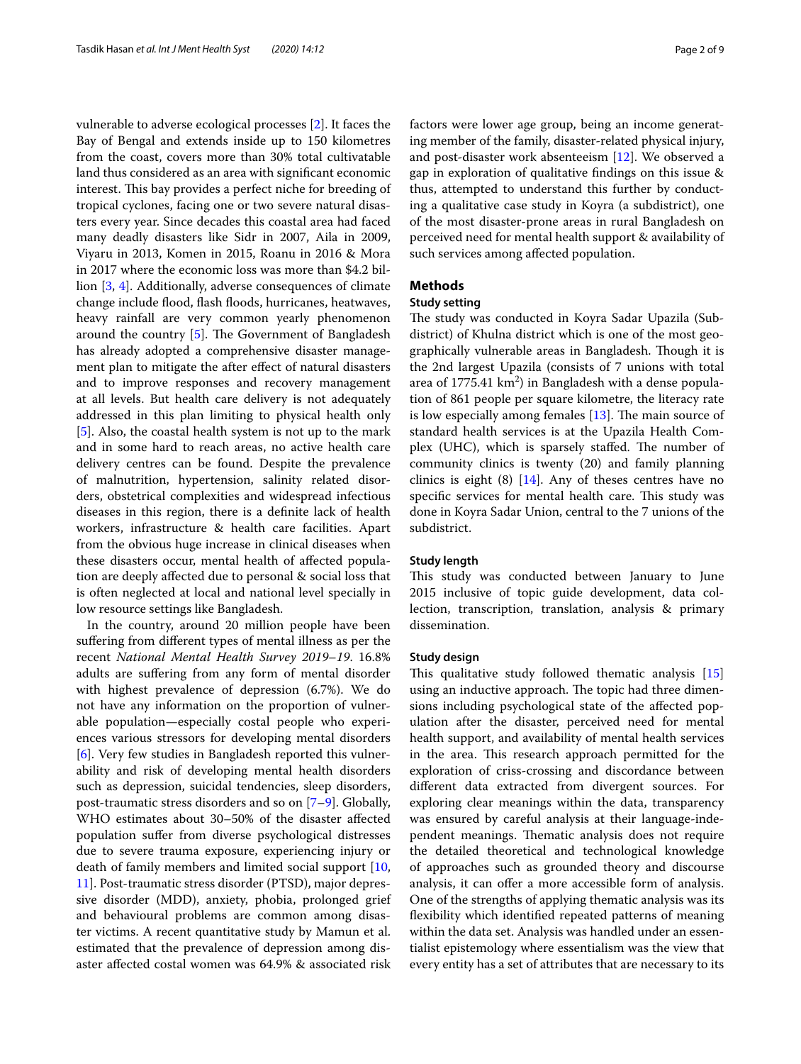vulnerable to adverse ecological processes [2]. It faces the Bay of Bengal and extends inside up to 150 kilometres from the coast, covers more than 30% total cultivatable land thus considered as an area with significant economic interest. This bay provides a perfect niche for breeding of tropical cyclones, facing one or two severe natural disasters every year. Since decades this coastal area had faced many deadly disasters like Sidr in 2007, Aila in 2009, Viyaru in 2013, Komen in 2015, Roanu in 2016 & Mora in 2017 where the economic loss was more than $4.2 billion [3, 4]. Additionally, adverse consequences of climate change include flood, flash floods, hurricanes, heatwaves, heavy rainfall are very common yearly phenomenon around the country [5]. The Government of Bangladesh has already adopted a comprehensive disaster management plan to mitigate the after effect of natural disasters and to improve responses and recovery management at all levels. But health care delivery is not adequately addressed in this plan limiting to physical health only [5]. Also, the coastal health system is not up to the mark and in some hard to reach areas, no active health care delivery centres can be found. Despite the prevalence of malnutrition, hypertension, salinity related disorders, obstetrical complexities and widespread infectious diseases in this region, there is a definite lack of health workers, infrastructure & health care facilities. Apart from the obvious huge increase in clinical diseases when these disasters occur, mental health of affected population are deeply affected due to personal & social loss that is often neglected at local and national level specially in low resource settings like Bangladesh.

In the country, around 20 million people have been suffering from different types of mental illness as per the recent *National Mental Health Survey 2019–19*. 16.8% adults are suffering from any form of mental disorder with highest prevalence of depression (6.7%). We do not have any information on the proportion of vulnerable population—especially costal people who experiences various stressors for developing mental disorders [6]. Very few studies in Bangladesh reported this vulnerability and risk of developing mental health disorders such as depression, suicidal tendencies, sleep disorders, post-traumatic stress disorders and so on [7–9]. Globally, WHO estimates about 30–50% of the disaster affected population suffer from diverse psychological distresses due to severe trauma exposure, experiencing injury or death of family members and limited social support [10, 11]. Post-traumatic stress disorder (PTSD), major depressive disorder (MDD), anxiety, phobia, prolonged grief and behavioural problems are common among disaster victims. A recent quantitative study by Mamun et al. estimated that the prevalence of depression among disaster affected costal women was 64.9% & associated risk factors were lower age group, being an income generating member of the family, disaster-related physical injury, and post-disaster work absenteeism [12]. We observed a gap in exploration of qualitative findings on this issue & thus, attempted to understand this further by conducting a qualitative case study in Koyra (a subdistrict), one of the most disaster-prone areas in rural Bangladesh on perceived need for mental health support & availability of such services among affected population.

## Methods

### Study setting

The study was conducted in Koyra Sadar Upazila (Subdistrict) of Khulna district which is one of the most geographically vulnerable areas in Bangladesh. Though it is the 2nd largest Upazila (consists of 7 unions with total area of 1775.41 $km^2$) in Bangladesh with a dense population of 861 people per square kilometre, the literacy rate is low especially among females [13]. The main source of standard health services is at the Upazila Health Complex (UHC), which is sparsely staffed. The number of community clinics is twenty (20) and family planning clinics is eight (8) [14]. Any of theses centres have no specific services for mental health care. This study was done in Koyra Sadar Union, central to the 7 unions of the subdistrict.

### Study length

This study was conducted between January to June 2015 inclusive of topic guide development, data collection, transcription, translation, analysis & primary dissemination.

### Study design

This qualitative study followed thematic analysis [15] using an inductive approach. The topic had three dimensions including psychological state of the affected population after the disaster, perceived need for mental health support, and availability of mental health services in the area. This research approach permitted for the exploration of criss-crossing and discordance between different data extracted from divergent sources. For exploring clear meanings within the data, transparency was ensured by careful analysis at their language-independent meanings. Thematic analysis does not require the detailed theoretical and technological knowledge of approaches such as grounded theory and discourse analysis, it can offer a more accessible form of analysis. One of the strengths of applying thematic analysis was its flexibility which identified repeated patterns of meaning within the data set. Analysis was handled under an essentialist epistemology where essentialism was the view that every entity has a set of attributes that are necessary to its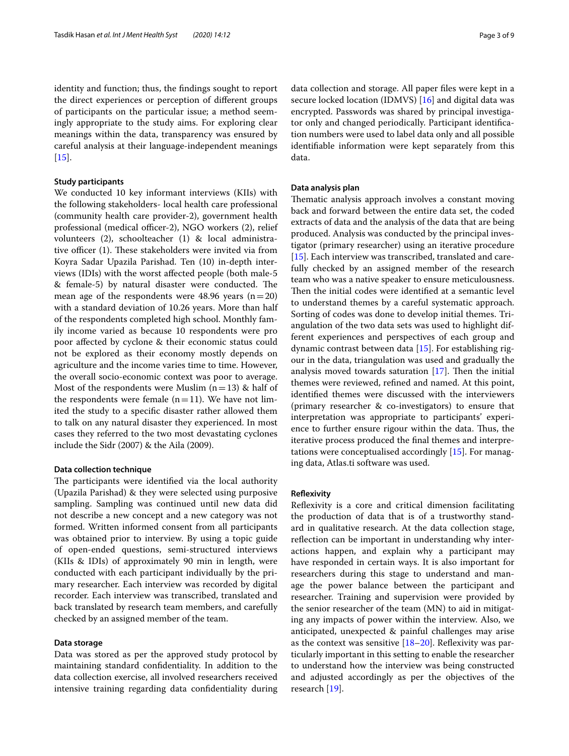identity and function; thus, the findings sought to report the direct experiences or perception of different groups of participants on the particular issue; a method seemingly appropriate to the study aims. For exploring clear meanings within the data, transparency was ensured by careful analysis at their language-independent meanings [15].

#### Study participants

We conducted 10 key informant interviews (KIIs) with the following stakeholders- local health care professional (community health care provider-2), government health professional (medical officer-2), NGO workers (2), relief volunteers (2), schoolteacher (1) & local administrative officer (1). These stakeholders were invited via from Koyra Sadar Upazila Parishad. Ten (10) in-depth interviews (IDIs) with the worst affected people (both male-5 & female-5) by natural disaster were conducted. The mean age of the respondents were 48.96 years (n = 20) with a standard deviation of 10.26 years. More than half of the respondents completed high school. Monthly family income varied as because 10 respondents were pro poor affected by cyclone & their economic status could not be explored as their economy mostly depends on agriculture and the income varies time to time. However, the overall socio-economic context was poor to average. Most of the respondents were Muslim (n = 13) & half of the respondents were female (n = 11). We have not limited the study to a specific disaster rather allowed them to talk on any natural disaster they experienced. In most cases they referred to the two most devastating cyclones include the Sidr (2007) & the Aila (2009).

#### Data collection technique

The participants were identified via the local authority (Upazila Parishad) & they were selected using purposive sampling. Sampling was continued until new data did not describe a new concept and a new category was not formed. Written informed consent from all participants was obtained prior to interview. By using a topic guide of open-ended questions, semi-structured interviews (KIIs & IDIs) of approximately 90 min in length, were conducted with each participant individually by the primary researcher. Each interview was recorded by digital recorder. Each interview was transcribed, translated and back translated by research team members, and carefully checked by an assigned member of the team.

#### Data storage

Data was stored as per the approved study protocol by maintaining standard confidentiality. In addition to the data collection exercise, all involved researchers received intensive training regarding data confidentiality during data collection and storage. All paper files were kept in a secure locked location (IDMVS) [16] and digital data was encrypted. Passwords was shared by principal investigator only and changed periodically. Participant identification numbers were used to label data only and all possible identifiable information were kept separately from this data.

#### Data analysis plan

Thematic analysis approach involves a constant moving back and forward between the entire data set, the coded extracts of data and the analysis of the data that are being produced. Analysis was conducted by the principal investigator (primary researcher) using an iterative procedure [15]. Each interview was transcribed, translated and carefully checked by an assigned member of the research team who was a native speaker to ensure meticulousness. Then the initial codes were identified at a semantic level to understand themes by a careful systematic approach. Sorting of codes was done to develop initial themes. Triangulation of the two data sets was used to highlight different experiences and perspectives of each group and dynamic contrast between data [15]. For establishing rigour in the data, triangulation was used and gradually the analysis moved towards saturation [17]. Then the initial themes were reviewed, refined and named. At this point, identified themes were discussed with the interviewers (primary researcher & co-investigators) to ensure that interpretation was appropriate to participants' experience to further ensure rigour within the data. Thus, the iterative process produced the final themes and interpretations were conceptualised accordingly [15]. For managing data, Atlas.ti software was used.

#### Reflexivity

Reflexivity is a core and critical dimension facilitating the production of data that is of a trustworthy standard in qualitative research. At the data collection stage, reflection can be important in understanding why interactions happen, and explain why a participant may have responded in certain ways. It is also important for researchers during this stage to understand and manage the power balance between the participant and researcher. Training and supervision were provided by the senior researcher of the team (MN) to aid in mitigating any impacts of power within the interview. Also, we anticipated, unexpected & painful challenges may arise as the context was sensitive [18–20]. Reflexivity was particularly important in this setting to enable the researcher to understand how the interview was being constructed and adjusted accordingly as per the objectives of the research [19].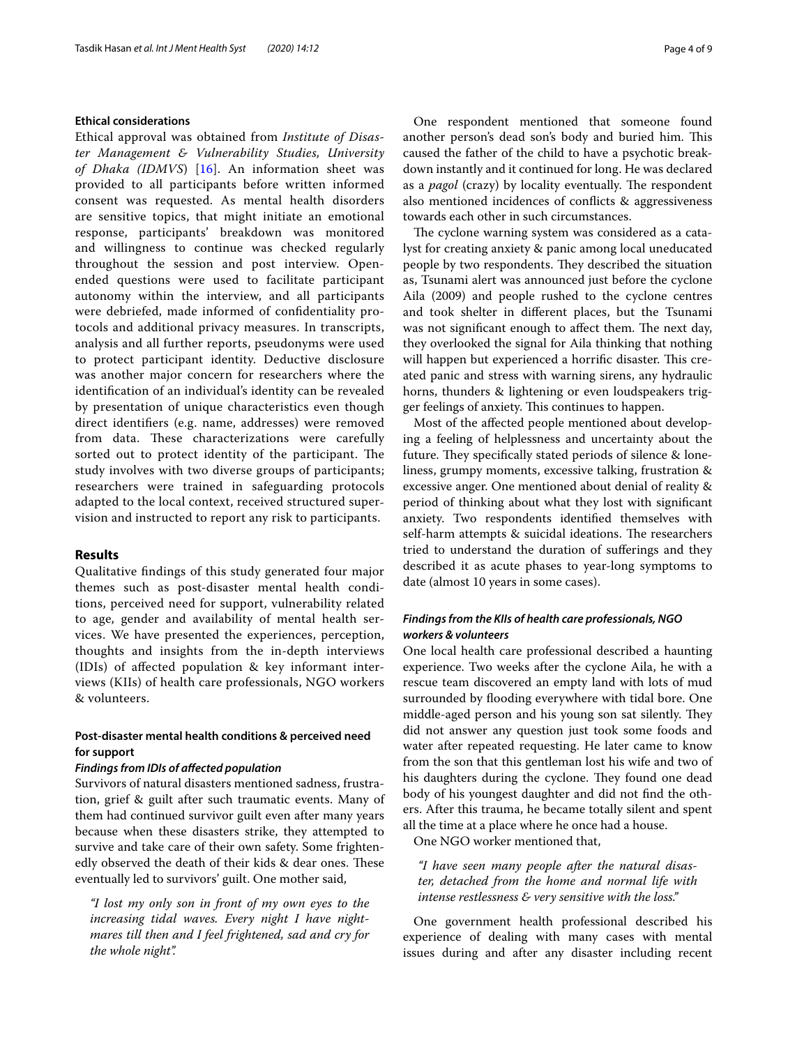### Ethical considerations

Ethical approval was obtained from *Institute of Disaster Management & Vulnerability Studies, University of Dhaka (IDMVS*) [16]. An information sheet was provided to all participants before written informed consent was requested. As mental health disorders are sensitive topics, that might initiate an emotional response, participants' breakdown was monitored and willingness to continue was checked regularly throughout the session and post interview. Open-ended questions were used to facilitate participant autonomy within the interview, and all participants were debriefed, made informed of confidentiality protocols and additional privacy measures. In transcripts, analysis and all further reports, pseudonyms were used to protect participant identity. Deductive disclosure was another major concern for researchers where the identification of an individual's identity can be revealed by presentation of unique characteristics even though direct identifiers (e.g. name, addresses) were removed from data. These characterizations were carefully sorted out to protect identity of the participant. The study involves with two diverse groups of participants; researchers were trained in safeguarding protocols adapted to the local context, received structured supervision and instructed to report any risk to participants.

## Results

Qualitative findings of this study generated four major themes such as post-disaster mental health conditions, perceived need for support, vulnerability related to age, gender and availability of mental health services. We have presented the experiences, perception, thoughts and insights from the in-depth interviews (IDIs) of affected population & key informant interviews (KIIs) of health care professionals, NGO workers & volunteers.

### Post-disaster mental health conditions & perceived need for support

#### *Findings from IDIs of affected population*

Survivors of natural disasters mentioned sadness, frustration, grief & guilt after such traumatic events. Many of them had continued survivor guilt even after many years because when these disasters strike, they attempted to survive and take care of their own safety. Some frightenedly observed the death of their kids & dear ones. These eventually led to survivors' guilt. One mother said,

> *"I lost my only son in front of my own eyes to the increasing tidal waves. Every night I have nightmares till then and I feel frightened, sad and cry for the whole night".*

One respondent mentioned that someone found another person's dead son's body and buried him. This caused the father of the child to have a psychotic breakdown instantly and it continued for long. He was declared as a *pagol* (crazy) by locality eventually. The respondent also mentioned incidences of conflicts & aggressiveness towards each other in such circumstances.

The cyclone warning system was considered as a catalyst for creating anxiety & panic among local uneducated people by two respondents. They described the situation as, Tsunami alert was announced just before the cyclone Aila (2009) and people rushed to the cyclone centres and took shelter in different places, but the Tsunami was not significant enough to affect them. The next day, they overlooked the signal for Aila thinking that nothing will happen but experienced a horrific disaster. This created panic and stress with warning sirens, any hydraulic horns, thunders & lightening or even loudspeakers trigger feelings of anxiety. This continues to happen.

Most of the affected people mentioned about developing a feeling of helplessness and uncertainty about the future. They specifically stated periods of silence & loneliness, grumpy moments, excessive talking, frustration & excessive anger. One mentioned about denial of reality & period of thinking about what they lost with significant anxiety. Two respondents identified themselves with self-harm attempts & suicidal ideations. The researchers tried to understand the duration of sufferings and they described it as acute phases to year-long symptoms to date (almost 10 years in some cases).

#### *Findings from the KIIs of health care professionals, NGO workers & volunteers*

One local health care professional described a haunting experience. Two weeks after the cyclone Aila, he with a rescue team discovered an empty land with lots of mud surrounded by flooding everywhere with tidal bore. One middle-aged person and his young son sat silently. They did not answer any question just took some foods and water after repeated requesting. He later came to know from the son that this gentleman lost his wife and two of his daughters during the cyclone. They found one dead body of his youngest daughter and did not find the others. After this trauma, he became totally silent and spent all the time at a place where he once had a house.

One NGO worker mentioned that,

> *"I have seen many people after the natural disaster, detached from the home and normal life with intense restlessness & very sensitive with the loss."*

One government health professional described his experience of dealing with many cases with mental issues during and after any disaster including recent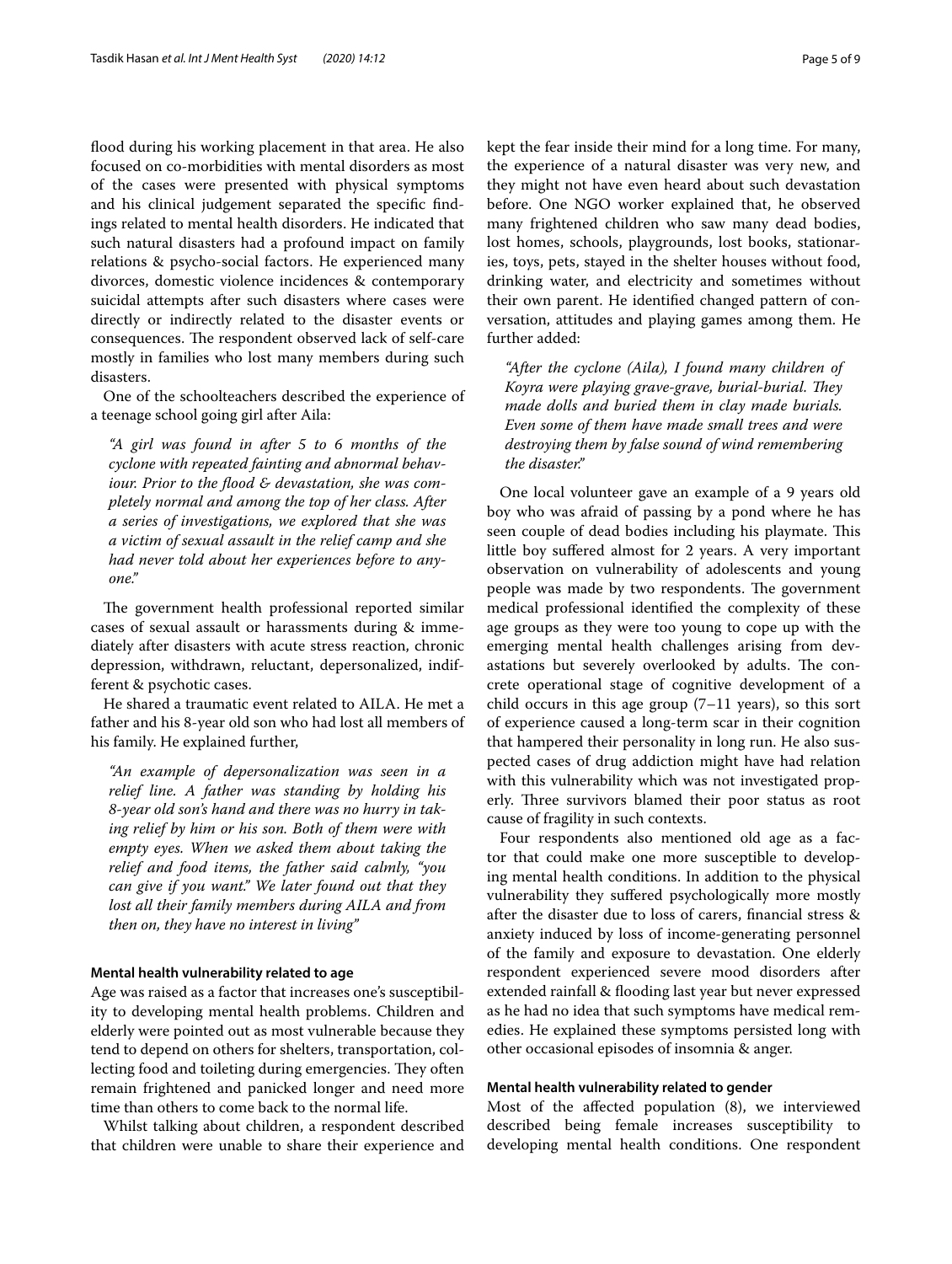flood during his working placement in that area. He also focused on co-morbidities with mental disorders as most of the cases were presented with physical symptoms and his clinical judgement separated the specific findings related to mental health disorders. He indicated that such natural disasters had a profound impact on family relations & psycho-social factors. He experienced many divorces, domestic violence incidences & contemporary suicidal attempts after such disasters where cases were directly or indirectly related to the disaster events or consequences. The respondent observed lack of self-care mostly in families who lost many members during such disasters.

One of the schoolteachers described the experience of a teenage school going girl after Aila:

> *"A girl was found in after 5 to 6 months of the cyclone with repeated fainting and abnormal behaviour. Prior to the flood & devastation, she was completely normal and among the top of her class. After a series of investigations, we explored that she was a victim of sexual assault in the relief camp and she had never told about her experiences before to anyone."*

The government health professional reported similar cases of sexual assault or harassments during & immediately after disasters with acute stress reaction, chronic depression, withdrawn, reluctant, depersonalized, indifferent & psychotic cases.

He shared a traumatic event related to AILA. He met a father and his 8-year old son who had lost all members of his family. He explained further,

> *"An example of depersonalization was seen in a relief line. A father was standing by holding his 8-year old son's hand and there was no hurry in taking relief by him or his son. Both of them were with empty eyes. When we asked them about taking the relief and food items, the father said calmly, "you can give if you want." We later found out that they lost all their family members during AILA and from then on, they have no interest in living"*

#### Mental health vulnerability related to age

Age was raised as a factor that increases one's susceptibility to developing mental health problems. Children and elderly were pointed out as most vulnerable because they tend to depend on others for shelters, transportation, collecting food and toileting during emergencies. They often remain frightened and panicked longer and need more time than others to come back to the normal life.

Whilst talking about children, a respondent described that children were unable to share their experience and kept the fear inside their mind for a long time. For many, the experience of a natural disaster was very new, and they might not have even heard about such devastation before. One NGO worker explained that, he observed many frightened children who saw many dead bodies, lost homes, schools, playgrounds, lost books, stationaries, toys, pets, stayed in the shelter houses without food, drinking water, and electricity and sometimes without their own parent. He identified changed pattern of conversation, attitudes and playing games among them. He further added:

> *"After the cyclone (Aila), I found many children of Koyra were playing grave-grave, burial-burial. They made dolls and buried them in clay made burials. Even some of them have made small trees and were destroying them by false sound of wind remembering the disaster."*

One local volunteer gave an example of a 9 years old boy who was afraid of passing by a pond where he has seen couple of dead bodies including his playmate. This little boy suffered almost for 2 years. A very important observation on vulnerability of adolescents and young people was made by two respondents. The government medical professional identified the complexity of these age groups as they were too young to cope up with the emerging mental health challenges arising from devastations but severely overlooked by adults. The concrete operational stage of cognitive development of a child occurs in this age group (7–11 years), so this sort of experience caused a long-term scar in their cognition that hampered their personality in long run. He also suspected cases of drug addiction might have had relation with this vulnerability which was not investigated properly. Three survivors blamed their poor status as root cause of fragility in such contexts.

Four respondents also mentioned old age as a factor that could make one more susceptible to developing mental health conditions. In addition to the physical vulnerability they suffered psychologically more mostly after the disaster due to loss of carers, financial stress & anxiety induced by loss of income-generating personnel of the family and exposure to devastation. One elderly respondent experienced severe mood disorders after extended rainfall & flooding last year but never expressed as he had no idea that such symptoms have medical remedies. He explained these symptoms persisted long with other occasional episodes of insomnia & anger.

#### Mental health vulnerability related to gender

Most of the affected population (8), we interviewed described being female increases susceptibility to developing mental health conditions. One respondent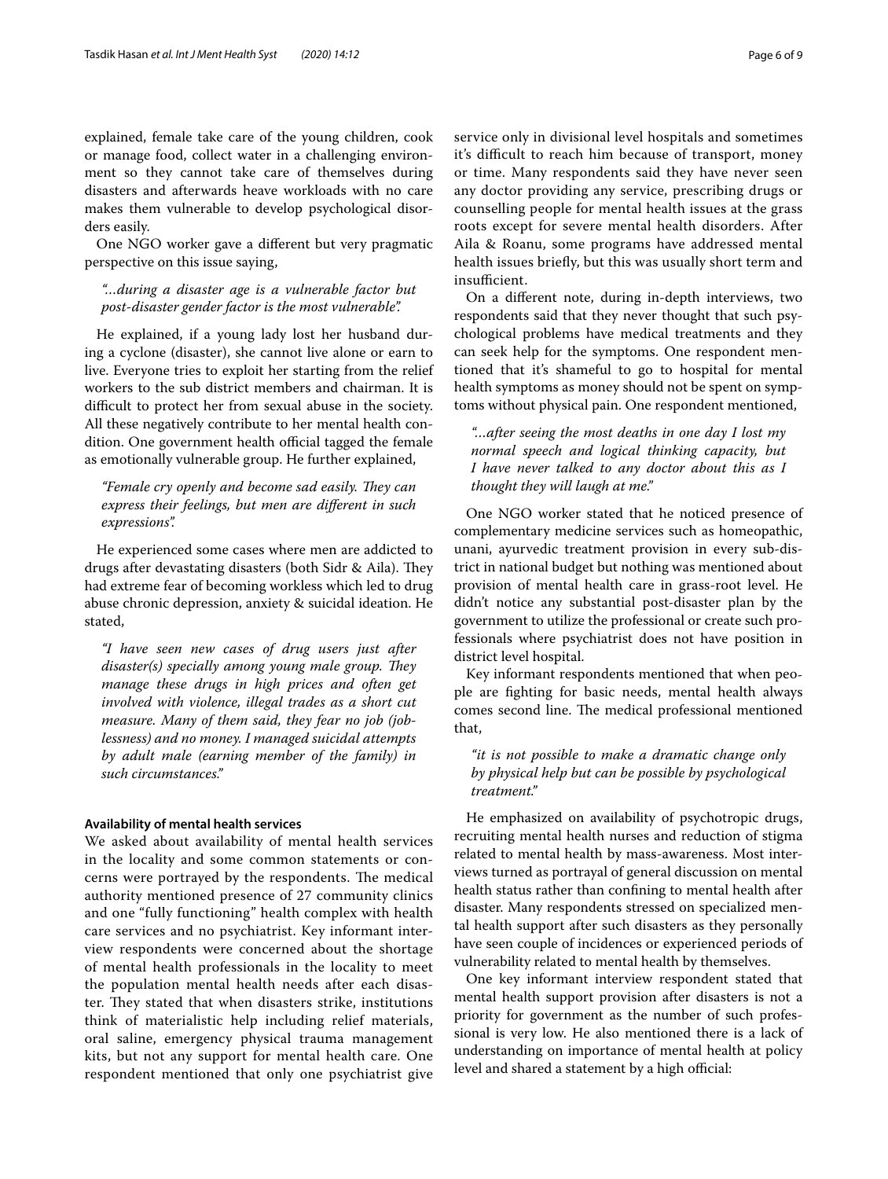explained, female take care of the young children, cook or manage food, collect water in a challenging environment so they cannot take care of themselves during disasters and afterwards heave workloads with no care makes them vulnerable to develop psychological disorders easily.

One NGO worker gave a different but very pragmatic perspective on this issue saying,

> *"...during a disaster age is a vulnerable factor but post-disaster gender factor is the most vulnerable".*

He explained, if a young lady lost her husband during a cyclone (disaster), she cannot live alone or earn to live. Everyone tries to exploit her starting from the relief workers to the sub district members and chairman. It is difficult to protect her from sexual abuse in the society. All these negatively contribute to her mental health condition. One government health official tagged the female as emotionally vulnerable group. He further explained,

> *"Female cry openly and become sad easily. They can express their feelings, but men are different in such expressions".*

He experienced some cases where men are addicted to drugs after devastating disasters (both Sidr & Aila). They had extreme fear of becoming workless which led to drug abuse chronic depression, anxiety & suicidal ideation. He stated,

> *"I have seen new cases of drug users just after disaster(s) specially among young male group. They manage these drugs in high prices and often get involved with violence, illegal trades as a short cut measure. Many of them said, they fear no job (joblessness) and no money. I managed suicidal attempts by adult male (earning member of the family) in such circumstances."*

#### Availability of mental health services

We asked about availability of mental health services in the locality and some common statements or concerns were portrayed by the respondents. The medical authority mentioned presence of 27 community clinics and one "fully functioning" health complex with health care services and no psychiatrist. Key informant interview respondents were concerned about the shortage of mental health professionals in the locality to meet the population mental health needs after each disaster. They stated that when disasters strike, institutions think of materialistic help including relief materials, oral saline, emergency physical trauma management kits, but not any support for mental health care. One respondent mentioned that only one psychiatrist give service only in divisional level hospitals and sometimes it's difficult to reach him because of transport, money or time. Many respondents said they have never seen any doctor providing any service, prescribing drugs or counselling people for mental health issues at the grass roots except for severe mental health disorders. After Aila & Roanu, some programs have addressed mental health issues briefly, but this was usually short term and insufficient.

On a different note, during in-depth interviews, two respondents said that they never thought that such psychological problems have medical treatments and they can seek help for the symptoms. One respondent mentioned that it's shameful to go to hospital for mental health symptoms as money should not be spent on symptoms without physical pain. One respondent mentioned,

> *"...after seeing the most deaths in one day I lost my normal speech and logical thinking capacity, but I have never talked to any doctor about this as I thought they will laugh at me."*

One NGO worker stated that he noticed presence of complementary medicine services such as homeopathic, unani, ayurvedic treatment provision in every sub-district in national budget but nothing was mentioned about provision of mental health care in grass-root level. He didn't notice any substantial post-disaster plan by the government to utilize the professional or create such professionals where psychiatrist does not have position in district level hospital.

Key informant respondents mentioned that when people are fighting for basic needs, mental health always comes second line. The medical professional mentioned that,

> *"it is not possible to make a dramatic change only by physical help but can be possible by psychological treatment."*

He emphasized on availability of psychotropic drugs, recruiting mental health nurses and reduction of stigma related to mental health by mass-awareness. Most interviews turned as portrayal of general discussion on mental health status rather than confining to mental health after disaster. Many respondents stressed on specialized mental health support after such disasters as they personally have seen couple of incidences or experienced periods of vulnerability related to mental health by themselves.

One key informant interview respondent stated that mental health support provision after disasters is not a priority for government as the number of such professional is very low. He also mentioned there is a lack of understanding on importance of mental health at policy level and shared a statement by a high official: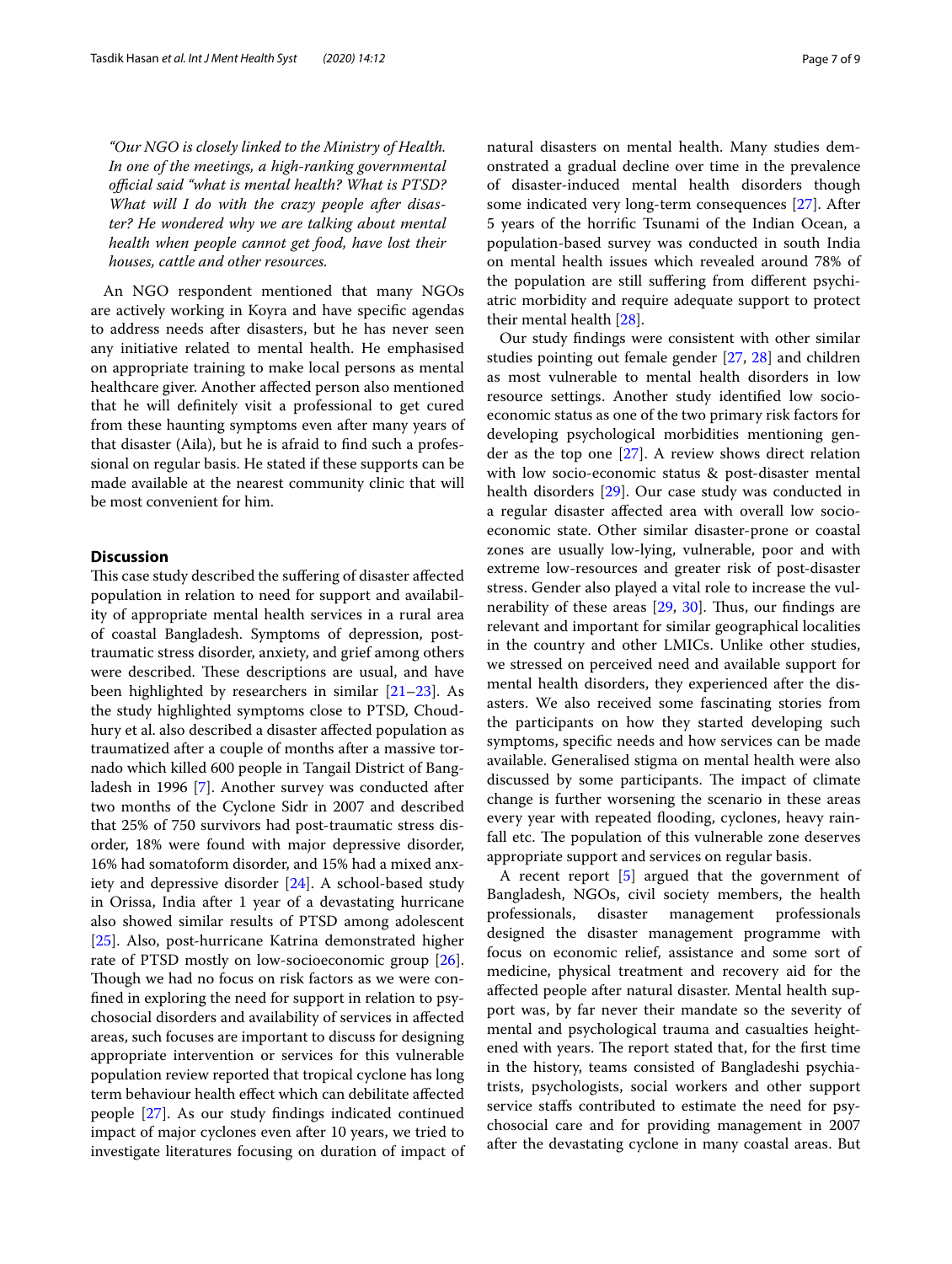*"Our NGO is closely linked to the Ministry of Health. In one of the meetings, a high-ranking governmental official said "what is mental health? What is PTSD? What will I do with the crazy people after disaster? He wondered why we are talking about mental health when people cannot get food, have lost their houses, cattle and other resources.*

An NGO respondent mentioned that many NGOs are actively working in Koyra and have specific agendas to address needs after disasters, but he has never seen any initiative related to mental health. He emphasised on appropriate training to make local persons as mental healthcare giver. Another affected person also mentioned that he will definitely visit a professional to get cured from these haunting symptoms even after many years of that disaster (Aila), but he is afraid to find such a professional on regular basis. He stated if these supports can be made available at the nearest community clinic that will be most convenient for him.

## Discussion

This case study described the suffering of disaster affected population in relation to need for support and availability of appropriate mental health services in a rural area of coastal Bangladesh. Symptoms of depression, post-traumatic stress disorder, anxiety, and grief among others were described. These descriptions are usual, and have been highlighted by researchers in similar [21–23]. As the study highlighted symptoms close to PTSD, Choudhury et al. also described a disaster affected population as traumatized after a couple of months after a massive tornado which killed 600 people in Tangail District of Bangladesh in 1996 [7]. Another survey was conducted after two months of the Cyclone Sidr in 2007 and described that 25% of 750 survivors had post-traumatic stress disorder, 18% were found with major depressive disorder, 16% had somatoform disorder, and 15% had a mixed anxiety and depressive disorder [24]. A school-based study in Orissa, India after 1 year of a devastating hurricane also showed similar results of PTSD among adolescent [25]. Also, post-hurricane Katrina demonstrated higher rate of PTSD mostly on low-socioeconomic group [26]. Though we had no focus on risk factors as we were confined in exploring the need for support in relation to psychosocial disorders and availability of services in affected areas, such focuses are important to discuss for designing appropriate intervention or services for this vulnerable population review reported that tropical cyclone has long term behaviour health effect which can debilitate affected people [27]. As our study findings indicated continued impact of major cyclones even after 10 years, we tried to investigate literatures focusing on duration of impact of natural disasters on mental health. Many studies demonstrated a gradual decline over time in the prevalence of disaster-induced mental health disorders though some indicated very long-term consequences [27]. After 5 years of the horrific Tsunami of the Indian Ocean, a population-based survey was conducted in south India on mental health issues which revealed around 78% of the population are still suffering from different psychiatric morbidity and require adequate support to protect their mental health [28].

Our study findings were consistent with other similar studies pointing out female gender [27, 28] and children as most vulnerable to mental health disorders in low resource settings. Another study identified low socio-economic status as one of the two primary risk factors for developing psychological morbidities mentioning gender as the top one [27]. A review shows direct relation with low socio-economic status & post-disaster mental health disorders [29]. Our case study was conducted in a regular disaster affected area with overall low socio-economic state. Other similar disaster-prone or coastal zones are usually low-lying, vulnerable, poor and with extreme low-resources and greater risk of post-disaster stress. Gender also played a vital role to increase the vulnerability of these areas [29, 30]. Thus, our findings are relevant and important for similar geographical localities in the country and other LMICs. Unlike other studies, we stressed on perceived need and available support for mental health disorders, they experienced after the disasters. We also received some fascinating stories from the participants on how they started developing such symptoms, specific needs and how services can be made available. Generalised stigma on mental health were also discussed by some participants. The impact of climate change is further worsening the scenario in these areas every year with repeated flooding, cyclones, heavy rainfall etc. The population of this vulnerable zone deserves appropriate support and services on regular basis.

A recent report [5] argued that the government of Bangladesh, NGOs, civil society members, the health professionals, disaster management professionals designed the disaster management programme with focus on economic relief, assistance and some sort of medicine, physical treatment and recovery aid for the affected people after natural disaster. Mental health support was, by far never their mandate so the severity of mental and psychological trauma and casualties heightened with years. The report stated that, for the first time in the history, teams consisted of Bangladeshi psychiatrists, psychologists, social workers and other support service staffs contributed to estimate the need for psychosocial care and for providing management in 2007 after the devastating cyclone in many coastal areas. But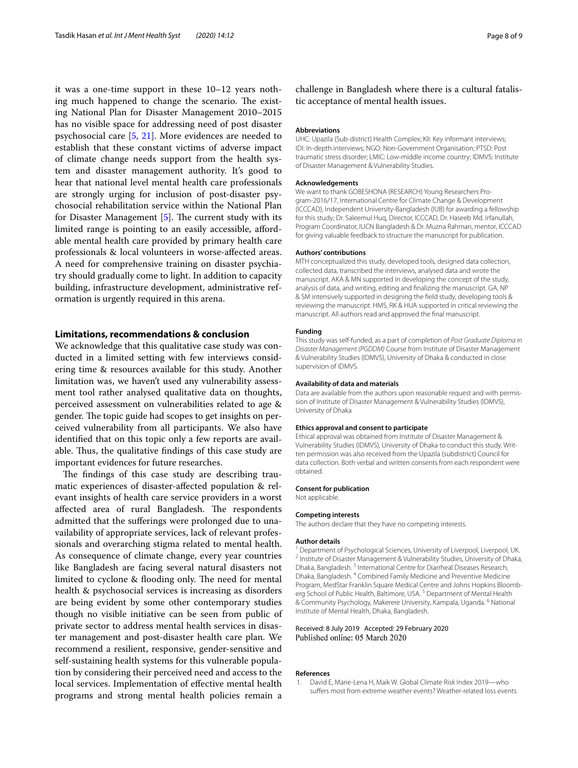it was a one-time support in these 10–12 years nothing much happened to change the scenario. The existing National Plan for Disaster Management 2010–2015 has no visible space for addressing need of post disaster psychosocial care [5, 21]. More evidences are needed to establish that these constant victims of adverse impact of climate change needs support from the health system and disaster management authority. It's good to hear that national level mental health care professionals are strongly urging for inclusion of post-disaster psychosocial rehabilitation service within the National Plan for Disaster Management [5]. The current study with its limited range is pointing to an easily accessible, affordable mental health care provided by primary health care professionals & local volunteers in worse-affected areas. A need for comprehensive training on disaster psychiatry should gradually come to light. In addition to capacity building, infrastructure development, administrative reformation is urgently required in this arena.

## Limitations, recommendations & conclusion

We acknowledge that this qualitative case study was conducted in a limited setting with few interviews considering time & resources available for this study. Another limitation was, we haven't used any vulnerability assessment tool rather analysed qualitative data on thoughts, perceived assessment on vulnerabilities related to age & gender. The topic guide had scopes to get insights on perceived vulnerability from all participants. We also have identified that on this topic only a few reports are available. Thus, the qualitative findings of this case study are important evidences for future researches.

The findings of this case study are describing traumatic experiences of disaster-affected population & relevant insights of health care service providers in a worst affected area of rural Bangladesh. The respondents admitted that the sufferings were prolonged due to unavailability of appropriate services, lack of relevant professionals and overarching stigma related to mental health. As consequence of climate change, every year countries like Bangladesh are facing several natural disasters not limited to cyclone & flooding only. The need for mental health & psychosocial services is increasing as disorders are being evident by some other contemporary studies though no visible initiative can be seen from public of private sector to address mental health services in disaster management and post-disaster health care plan. We recommend a resilient, responsive, gender-sensitive and self-sustaining health systems for this vulnerable population by considering their perceived need and access to the local services. Implementation of effective mental health programs and strong mental health policies remain a challenge in Bangladesh where there is a cultural fatalistic acceptance of mental health issues.

#### Abbreviations

UHC: Upazila (Sub-district) Health Complex; KII: Key informant interviews; IDI: In-depth interviews; NGO: Non-Government Organisation; PTSD: Post traumatic stress disorder; LMIC: Low-middle income country; IDMVS: Institute of Disaster Management & Vulnerability Studies.

#### Acknowledgements

We want to thank GOBESHONA (RESEARCH) Young Researchers Program-2016/17, International Centre for Climate Change & Development (ICCCAD), Independent University-Bangladesh (IUB) for awarding a fellowship for this study; Dr. Saleemul Huq, Director, ICCCAD, Dr. Haseeb Md. Irfanullah, Program Coordinator, IUCN Bangladesh & Dr. Muzna Rahman, mentor, ICCCAD for giving valuable feedback to structure the manuscript for publication.

#### Authors' contributions

MTH conceptualized this study, developed tools, designed data collection, collected data, transcribed the interviews, analysed data and wrote the manuscript. AKA & MN supported in developing the concept of the study, analysis of data, and writing, editing and finalizing the manuscript. GA, NP & SM intensively supported in designing the field study, developing tools & reviewing the manuscript. HMS, RK & HUA supported in critical reviewing the manuscript. All authors read and approved the final manuscript.

#### Funding

This study was self-funded, as a part of completion of *Post Graduate Diploma in Disaster Management (PGDDM)* Course from Institute of Disaster Management & Vulnerability Studies (IDMVS), University of Dhaka & conducted in close supervision of IDMVS.

#### Availability of data and materials

Data are available from the authors upon reasonable request and with permission of Institute of Disaster Management & Vulnerability Studies (IDMVS), University of Dhaka

#### Ethics approval and consent to participate

Ethical approval was obtained from Institute of Disaster Management & Vulnerability Studies (IDMVS), University of Dhaka to conduct this study. Written permission was also received from the Upazila (subdistrict) Council for data collection. Both verbal and written consents from each respondent were obtained.

#### Consent for publication

Not applicable.

#### Competing interests

The authors declare that they have no competing interests.

#### Author details

[1] Department of Psychological Sciences, University of Liverpool, Liverpool, UK. [2] Institute of Disaster Management & Vulnerability Studies, University of Dhaka, Dhaka, Bangladesh. [3] International Centre for Diarrheal Diseases Research, Dhaka, Bangladesh. [4] Combined Family Medicine and Preventive Medicine Program, MedStar Franklin Square Medical Centre and Johns Hopkins Bloomberg School of Public Health, Baltimore, USA. [5] Department of Mental Health & Community Psychology, Makerere University, Kampala, Uganda. [6] National Institute of Mental Health, Dhaka, Bangladesh.

Received: 8 July 2019 Accepted: 29 February 2020
Published online: 05 March 2020

#### References

1. David E, Marie-Lena H, Maik W. Global Climate Risk Index 2019—who suffers most from extreme weather events? Weather-related loss events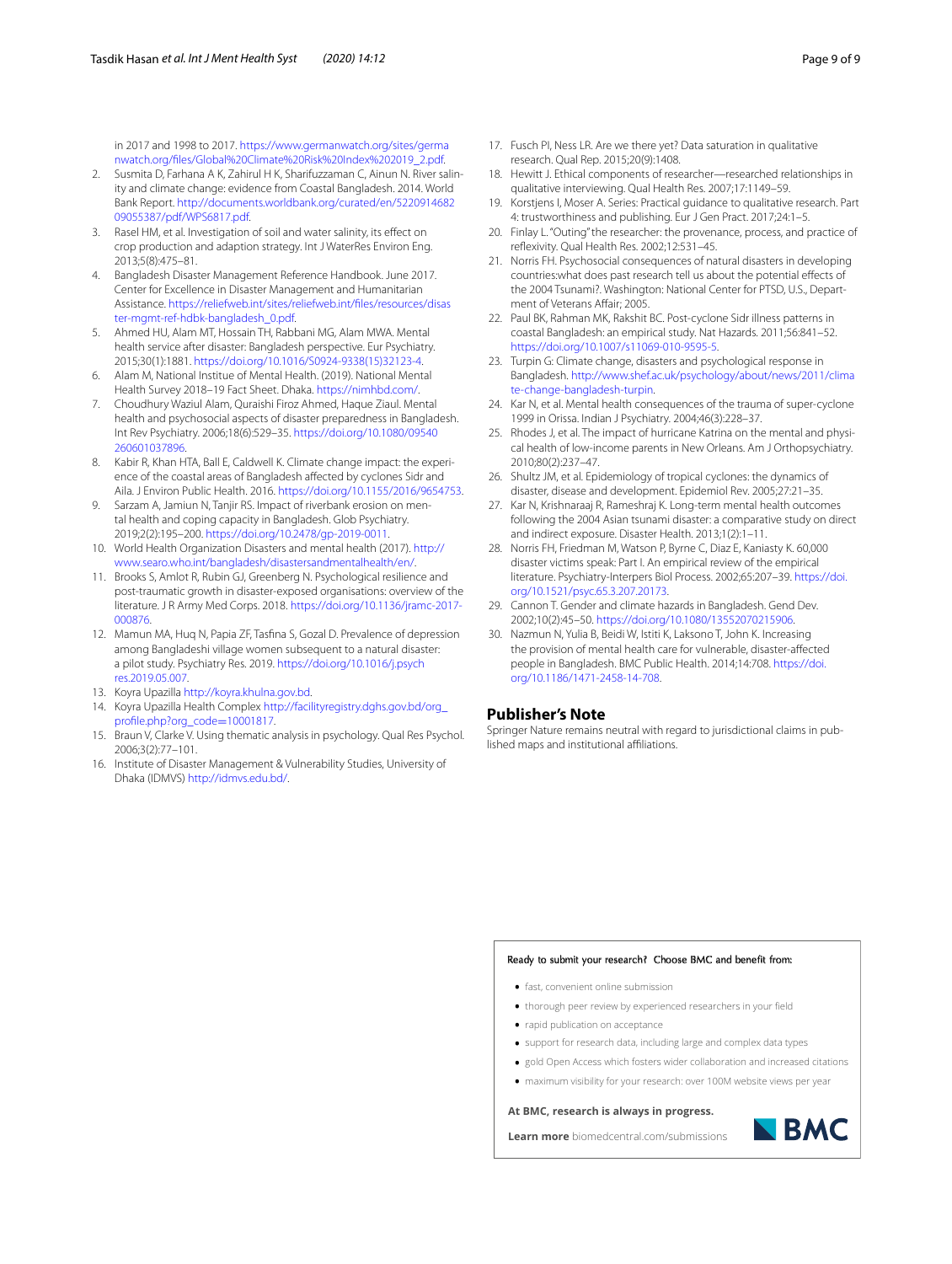in 2017 and 1998 to 2017. https://www.germanwatch.org/sites/germanwatch.org/files/Global%20Climate%20Risk%20Index%202019_2.pdf.

2. Susmita D, Farhana A K, Zahirul H K, Sharifuzzaman C, Ainun N. River salinity and climate change: evidence from Coastal Bangladesh. 2014. World Bank Report. http://documents.worldbank.org/curated/en/522091468209055387/pdf/WPS6817.pdf.
3. Rasel HM, et al. Investigation of soil and water salinity, its effect on crop production and adaption strategy. Int J WaterRes Environ Eng. 2013;5(8):475–81.
4. Bangladesh Disaster Management Reference Handbook. June 2017. Center for Excellence in Disaster Management and Humanitarian Assistance. https://reliefweb.int/sites/reliefweb.int/files/resources/disaster-mgmt-ref-hdbk-bangladesh_0.pdf.
5. Ahmed HU, Alam MT, Hossain TH, Rabbani MG, Alam MWA. Mental health service after disaster: Bangladesh perspective. Eur Psychiatry. 2015;30(1):1881. https://doi.org/10.1016/S0924-9338(15)32123-4.
6. Alam M, National Institue of Mental Health. (2019). National Mental Health Survey 2018–19 Fact Sheet. Dhaka. https://nimhbd.com/.
7. Choudhury Waziul Alam, Quraishi Firoz Ahmed, Haque Ziaul. Mental health and psychosocial aspects of disaster preparedness in Bangladesh. Int Rev Psychiatry. 2006;18(6):529–35. https://doi.org/10.1080/09540260601037896.
8. Kabir R, Khan HTA, Ball E, Caldwell K. Climate change impact: the experience of the coastal areas of Bangladesh affected by cyclones Sidr and Aila. J Environ Public Health. 2016. https://doi.org/10.1155/2016/9654753.
9. Sarzam A, Jamiun N, Tanjir RS. Impact of riverbank erosion on mental health and coping capacity in Bangladesh. Glob Psychiatry. 2019;2(2):195–200. https://doi.org/10.2478/gp-2019-0011.
10. World Health Organization Disasters and mental health (2017). http://www.searo.who.int/bangladesh/disastersandmentalhealth/en/.
11. Brooks S, Amlot R, Rubin GJ, Greenberg N. Psychological resilience and post-traumatic growth in disaster-exposed organisations: overview of the literature. J R Army Med Corps. 2018. https://doi.org/10.1136/jramc-2017-000876.
12. Mamun MA, Huq N, Papia ZF, Tasfina S, Gozal D. Prevalence of depression among Bangladeshi village women subsequent to a natural disaster: a pilot study. Psychiatry Res. 2019. https://doi.org/10.1016/j.psychres.2019.05.007.
13. Koyra Upazilla http://koyra.khulna.gov.bd.
14. Koyra Upazilla Health Complex http://facilityregistry.dghs.gov.bd/org_profile.php?org_code=10001817.
15. Braun V, Clarke V. Using thematic analysis in psychology. Qual Res Psychol. 2006;3(2):77–101.
16. Institute of Disaster Management & Vulnerability Studies, University of Dhaka (IDMVS) http://idmvs.edu.bd/.
17. Fusch PI, Ness LR. Are we there yet? Data saturation in qualitative research. Qual Rep. 2015;20(9):1408.
18. Hewitt J. Ethical components of researcher—researched relationships in qualitative interviewing. Qual Health Res. 2007;17:1149–59.
19. Korstjens I, Moser A. Series: Practical guidance to qualitative research. Part 4: trustworthiness and publishing. Eur J Gen Pract. 2017;24:1–5.
20. Finlay L. "Outing" the researcher: the provenance, process, and practice of reflexivity. Qual Health Res. 2002;12:531–45.
21. Norris FH. Psychosocial consequences of natural disasters in developing countries:what does past research tell us about the potential effects of the 2004 Tsunami?. Washington: National Center for PTSD, U.S., Department of Veterans Affair; 2005.
22. Paul BK, Rahman MK, Rakshit BC. Post-cyclone Sidr illness patterns in coastal Bangladesh: an empirical study. Nat Hazards. 2011;56:841–52. https://doi.org/10.1007/s11069-010-9595-5.
23. Turpin G: Climate change, disasters and psychological response in Bangladesh. http://www.shef.ac.uk/psychology/about/news/2011/climate-change-bangladesh-turpin.
24. Kar N, et al. Mental health consequences of the trauma of super-cyclone 1999 in Orissa. Indian J Psychiatry. 2004;46(3):228–37.
25. Rhodes J, et al. The impact of hurricane Katrina on the mental and physical health of low-income parents in New Orleans. Am J Orthopsychiatry. 2010;80(2):237–47.
26. Shultz JM, et al. Epidemiology of tropical cyclones: the dynamics of disaster, disease and development. Epidemiol Rev. 2005;27:21–35.
27. Kar N, Krishnaraaj R, Rameshraj K. Long-term mental health outcomes following the 2004 Asian tsunami disaster: a comparative study on direct and indirect exposure. Disaster Health. 2013;1(2):1–11.
28. Norris FH, Friedman M, Watson P, Byrne C, Diaz E, Kaniasty K. 60,000 disaster victims speak: Part I. An empirical review of the empirical literature. Psychiatry-Interpers Biol Process. 2002;65:207–39. https://doi.org/10.1521/psyc.65.3.207.20173.
29. Cannon T. Gender and climate hazards in Bangladesh. Gend Dev. 2002;10(2):45–50. https://doi.org/10.1080/13552070215906.
30. Nazmun N, Yulia B, Beidi W, Istiti K, Laksono T, John K. Increasing the provision of mental health care for vulnerable, disaster-affected people in Bangladesh. BMC Public Health. 2014;14:708. https://doi.org/10.1186/1471-2458-14-708.

## Publisher's Note

Springer Nature remains neutral with regard to jurisdictional claims in published maps and institutional affiliations.

Ready to submit your research? Choose BMC and benefit from:

- fast, convenient online submission
- thorough peer review by experienced researchers in your field
- rapid publication on acceptance
- support for research data, including large and complex data types
- gold Open Access which fosters wider collaboration and increased citations
- maximum visibility for your research: over 100M website views per year

**At BMC, research is always in progress.**

**Learn more** biomedcentral.com/submissions